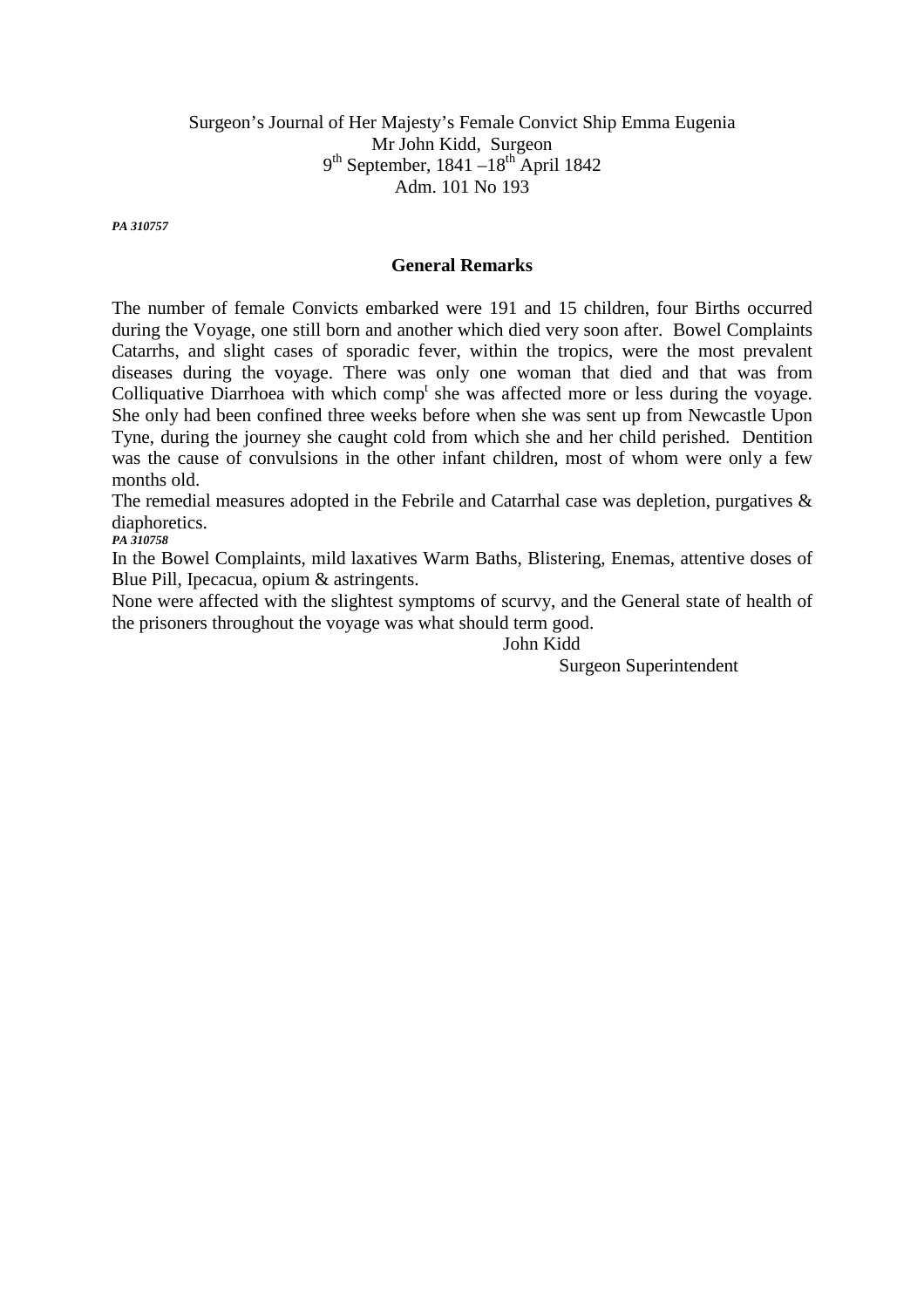Surgeon's Journal of Her Majesty's Female Convict Ship Emma Eugenia
Mr John Kidd, Surgeon
9th September, 1841 –18th April 1842
Adm. 101 No 193

***PA 310757***

## General Remarks

The number of female Convicts embarked were 191 and 15 children, four Births occurred during the Voyage, one still born and another which died very soon after. Bowel Complaints Catarrhs, and slight cases of sporadic fever, within the tropics, were the most prevalent diseases during the voyage. There was only one woman that died and that was from Colliquative Diarrhoea with which compt she was affected more or less during the voyage. She only had been confined three weeks before when she was sent up from Newcastle Upon Tyne, during the journey she caught cold from which she and her child perished. Dentition was the cause of convulsions in the other infant children, most of whom were only a few months old.

The remedial measures adopted in the Febrile and Catarrhal case was depletion, purgatives & diaphoretics.

***PA 310758***

In the Bowel Complaints, mild laxatives Warm Baths, Blistering, Enemas, attentive doses of Blue Pill, Ipecacua, opium & astringents.

None were affected with the slightest symptoms of scurvy, and the General state of health of the prisoners throughout the voyage was what should term good.

John Kidd
Surgeon Superintendent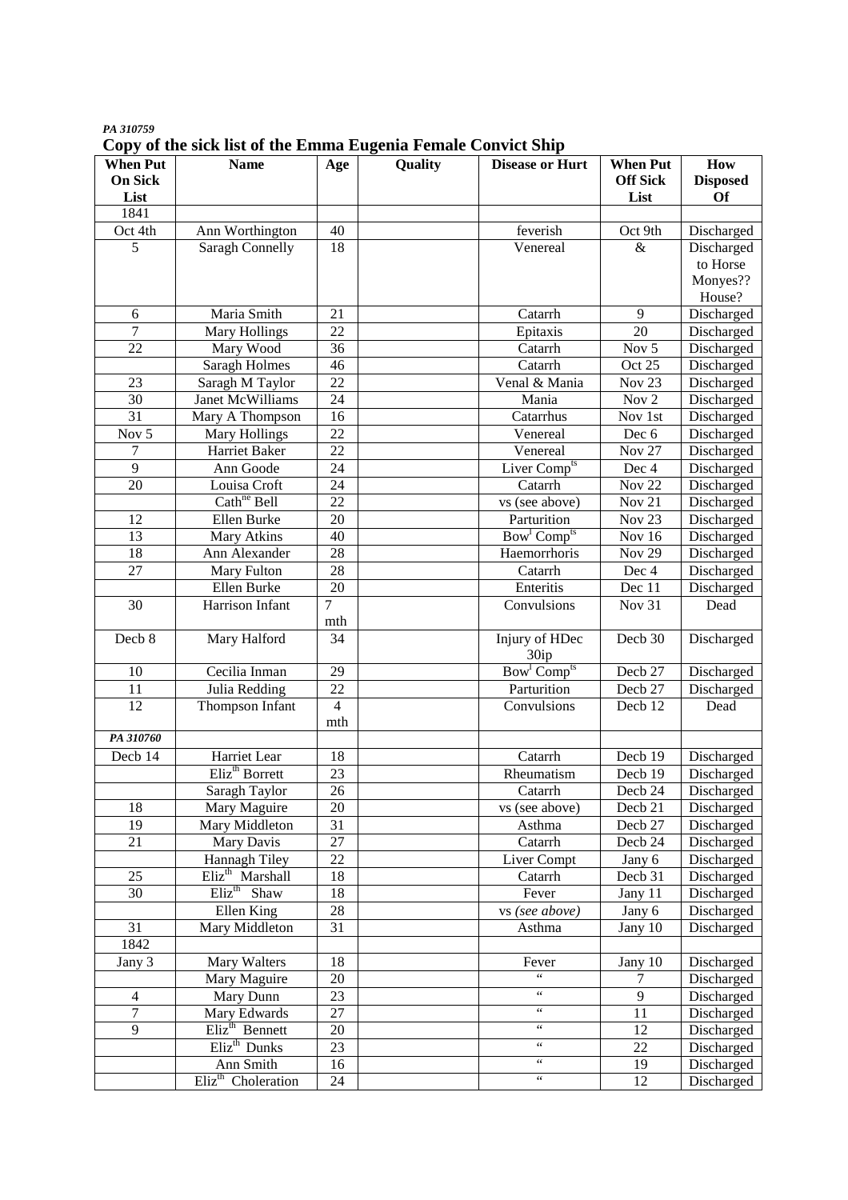*PA 310759*

**Copy of the sick list of the Emma Eugenia Female Convict Ship**

| When Put On Sick List | Name | Age | Quality | Disease or Hurt | When Put Off Sick List | How Disposed Of |
|---|---|---|---|---|---|---|
| 1841 | | | | | | |
| Oct 4th | Ann Worthington | 40 | | feverish | Oct 9th | Discharged |
| 5 | Saragh Connelly | 18 | | Venereal | & | Discharged to Horse Monyes?? House? |
| 6 | Maria Smith | 21 | | Catarrh | 9 | Discharged |
| 7 | Mary Hollings | 22 | | Epitaxis | 20 | Discharged |
| 22 | Mary Wood | 36 | | Catarrh | Nov 5 | Discharged |
| | Saragh Holmes | 46 | | Catarrh | Oct 25 | Discharged |
| 23 | Saragh M Taylor | 22 | | Venal & Mania | Nov 23 | Discharged |
| 30 | Janet McWilliams | 24 | | Mania | Nov 2 | Discharged |
| 31 | Mary A Thompson | 16 | | Catarrhus | Nov 1st | Discharged |
| Nov 5 | Mary Hollings | 22 | | Venereal | Dec 6 | Discharged |
| 7 | Harriet Baker | 22 | | Venereal | Nov 27 | Discharged |
| 9 | Ann Goode | 24 | | Liver Comp[ts] | Dec 4 | Discharged |
| 20 | Louisa Croft | 24 | | Catarrh | Nov 22 | Discharged |
| | Cath[ne] Bell | 22 | | vs (see above) | Nov 21 | Discharged |
| 12 | Ellen Burke | 20 | | Parturition | Nov 23 | Discharged |
| 13 | Mary Atkins | 40 | | Bow[l] Comp[ts] | Nov 16 | Discharged |
| 18 | Ann Alexander | 28 | | Haemorrhoris | Nov 29 | Discharged |
| 27 | Mary Fulton | 28 | | Catarrh | Dec 4 | Discharged |
| | Ellen Burke | 20 | | Enteritis | Dec 11 | Discharged |
| 30 | Harrison Infant | 7 mth | | Convulsions | Nov 31 | Dead |
| Decb 8 | Mary Halford | 34 | | Injury of HDec 30ip | Decb 30 | Discharged |
| 10 | Cecilia Inman | 29 | | Bow[l] Comp[ts] | Decb 27 | Discharged |
| 11 | Julia Redding | 22 | | Parturition | Decb 27 | Discharged |
| 12 | Thompson Infant | 4 mth | | Convulsions | Decb 12 | Dead |
| *PA 310760* | | | | | | |
| Decb 14 | Harriet Lear | 18 | | Catarrh | Decb 19 | Discharged |
| | Eliz[th] Borrett | 23 | | Rheumatism | Decb 19 | Discharged |
| | Saragh Taylor | 26 | | Catarrh | Decb 24 | Discharged |
| 18 | Mary Maguire | 20 | | vs (see above) | Decb 21 | Discharged |
| 19 | Mary Middleton | 31 | | Asthma | Decb 27 | Discharged |
| 21 | Mary Davis | 27 | | Catarrh | Decb 24 | Discharged |
| | Hannagh Tiley | 22 | | Liver Compt | Jany 6 | Discharged |
| 25 | Eliz[th] Marshall | 18 | | Catarrh | Decb 31 | Discharged |
| 30 | Eliz[th] Shaw | 18 | | Fever | Jany 11 | Discharged |
| | Ellen King | 28 | | vs *(see above)* | Jany 6 | Discharged |
| 31 | Mary Middleton | 31 | | Asthma | Jany 10 | Discharged |
| 1842 | | | | | | |
| Jany 3 | Mary Walters | 18 | | Fever | Jany 10 | Discharged |
| | Mary Maguire | 20 | | " | 7 | Discharged |
| 4 | Mary Dunn | 23 | | " | 9 | Discharged |
| 7 | Mary Edwards | 27 | | " | 11 | Discharged |
| 9 | Eliz[th] Bennett | 20 | | " | 12 | Discharged |
| | Eliz[th] Dunks | 23 | | " | 22 | Discharged |
| | Ann Smith | 16 | | " | 19 | Discharged |
| | Eliz[th] Choleration | 24 | | " | 12 | Discharged |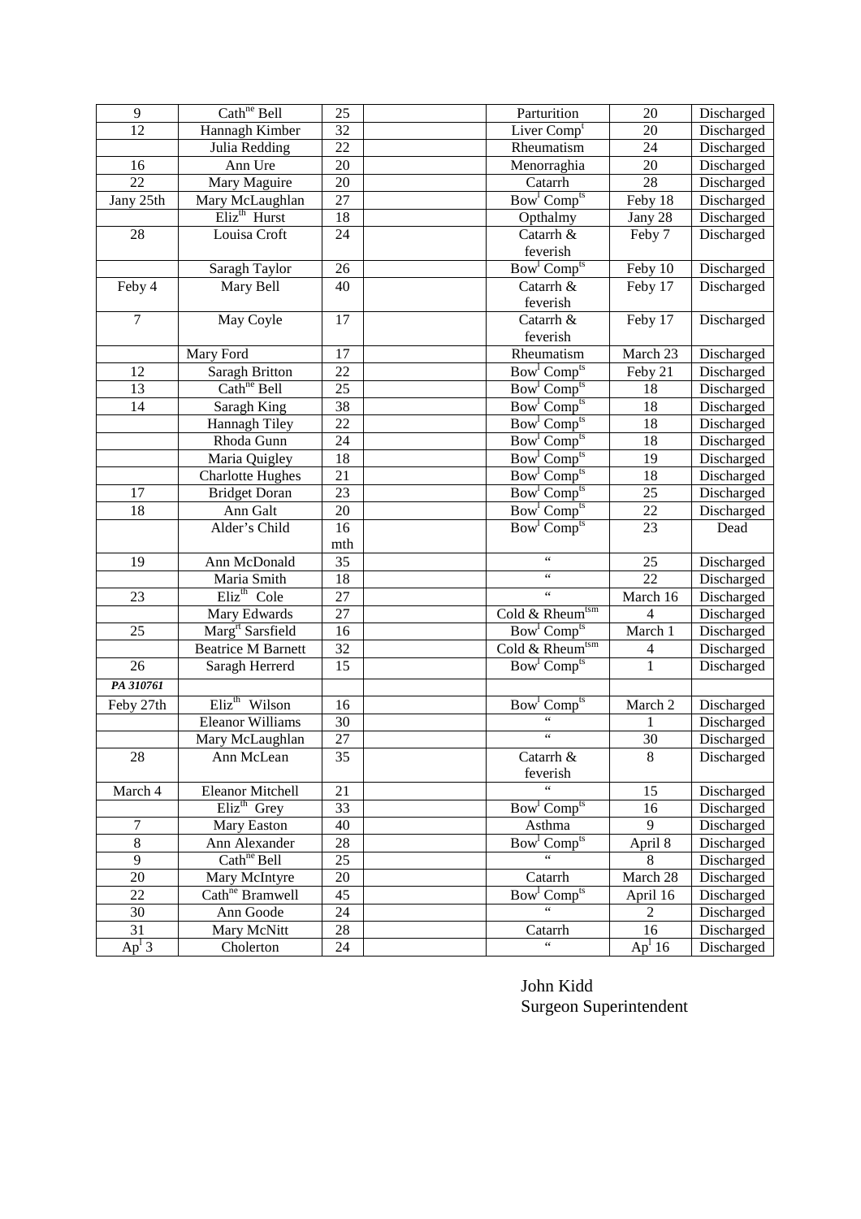| 9 | Cath[ne] Bell | 25 | | Parturition | 20 | Discharged |
|---|---|---|---|---|---|---|
| 12 | Hannagh Kimber | 32 | | Liver Comp[t] | 20 | Discharged |
| | Julia Redding | 22 | | Rheumatism | 24 | Discharged |
| 16 | Ann Ure | 20 | | Menorraghia | 20 | Discharged |
| 22 | Mary Maguire | 20 | | Catarrh | 28 | Discharged |
| Jany 25th | Mary McLaughlan | 27 | | Bow[l] Comp[ts] | Feby 18 | Discharged |
| | Eliz[th] Hurst | 18 | | Opthalmy | Jany 28 | Discharged |
| 28 | Louisa Croft | 24 | | Catarrh & feverish | Feby 7 | Discharged |
| | Saragh Taylor | 26 | | Bow[l] Comp[ts] | Feby 10 | Discharged |
| Feby 4 | Mary Bell | 40 | | Catarrh & feverish | Feby 17 | Discharged |
| 7 | May Coyle | 17 | | Catarrh & feverish | Feby 17 | Discharged |
| | Mary Ford | 17 | | Rheumatism | March 23 | Discharged |
| 12 | Saragh Britton | 22 | | Bow[l] Comp[ts] | Feby 21 | Discharged |
| 13 | Cath[ne] Bell | 25 | | Bow[l] Comp[ts] | 18 | Discharged |
| 14 | Saragh King | 38 | | Bow[l] Comp[ts] | 18 | Discharged |
| | Hannagh Tiley | 22 | | Bow[l] Comp[ts] | 18 | Discharged |
| | Rhoda Gunn | 24 | | Bow[l] Comp[ts] | 18 | Discharged |
| | Maria Quigley | 18 | | Bow[l] Comp[ts] | 19 | Discharged |
| | Charlotte Hughes | 21 | | Bow[l] Comp[ts] | 18 | Discharged |
| 17 | Bridget Doran | 23 | | Bow[l] Comp[ts] | 25 | Discharged |
| 18 | Ann Galt | 20 | | Bow[l] Comp[ts] | 22 | Discharged |
| | Alder's Child | 16 mth | | Bow[l] Comp[ts] | 23 | Dead |
| 19 | Ann McDonald | 35 | | " | 25 | Discharged |
| | Maria Smith | 18 | | " | 22 | Discharged |
| 23 | Eliz[th] Cole | 27 | | " | March 16 | Discharged |
| | Mary Edwards | 27 | | Cold & Rheum[tsm] | 4 | Discharged |
| 25 | Marg[rt] Sarsfield | 16 | | Bow[l] Comp[ts] | March 1 | Discharged |
| | Beatrice M Barnett | 32 | | Cold & Rheum[tsm] | 4 | Discharged |
| 26 | Saragh Herrerd | 15 | | Bow[l] Comp[ts] | 1 | Discharged |
| ***PA 310761*** | | | | | | |
| Feby 27th | Eliz[th] Wilson | 16 | | Bow[l] Comp[ts] | March 2 | Discharged |
| | Eleanor Williams | 30 | | " | 1 | Discharged |
| | Mary McLaughlan | 27 | | " | 30 | Discharged |
| 28 | Ann McLean | 35 | | Catarrh & feverish | 8 | Discharged |
| March 4 | Eleanor Mitchell | 21 | | " | 15 | Discharged |
| | Eliz[th] Grey | 33 | | Bow[l] Comp[ts] | 16 | Discharged |
| 7 | Mary Easton | 40 | | Asthma | 9 | Discharged |
| 8 | Ann Alexander | 28 | | Bow[l] Comp[ts] | April 8 | Discharged |
| 9 | Cath[ne] Bell | 25 | | " | 8 | Discharged |
| 20 | Mary McIntyre | 20 | | Catarrh | March 28 | Discharged |
| 22 | Cath[ne] Bramwell | 45 | | Bow[l] Comp[ts] | April 16 | Discharged |
| 30 | Ann Goode | 24 | | " | 2 | Discharged |
| 31 | Mary McNitt | 28 | | Catarrh | 16 | Discharged |
| Ap[l] 3 | Cholerton | 24 | | " | Ap[l] 16 | Discharged |

John Kidd
Surgeon Superintendent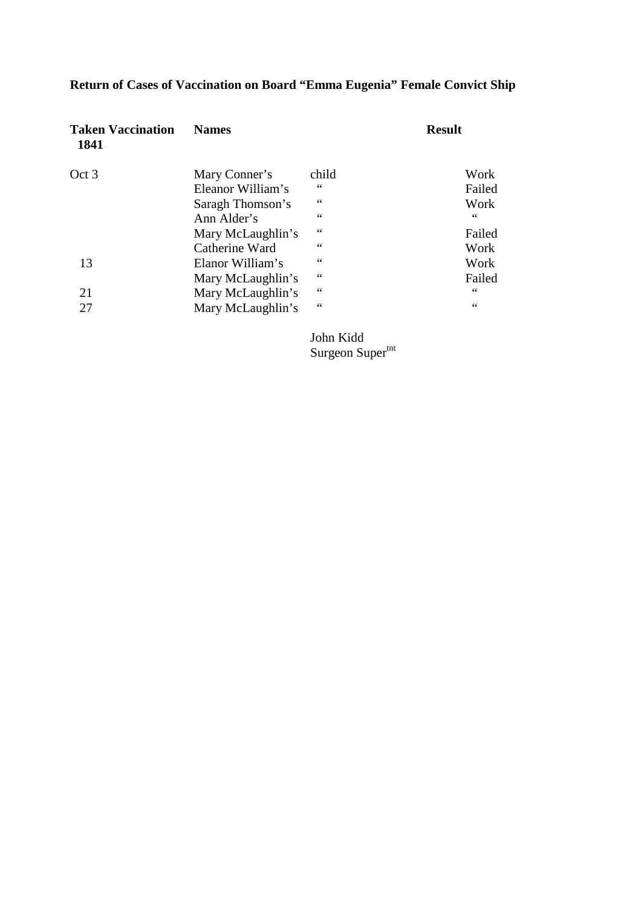**Return of Cases of Vaccination on Board "Emma Eugenia" Female Convict Ship**

| Taken Vaccination 1841 | Names | | Result |
|---|---|---|---|
| Oct 3 | Mary Conner's | child | Work |
| | Eleanor William's | " | Failed |
| | Saragh Thomson's | " | Work |
| | Ann Alder's | " | " |
| | Mary McLaughlin's | " | Failed |
| | Catherine Ward | " | Work |
| 13 | Elanor William's | " | Work |
| | Mary McLaughlin's | " | Failed |
| 21 | Mary McLaughlin's | " | " |
| 27 | Mary McLaughlin's | " | " |

John Kidd
Surgeon Super[tnt]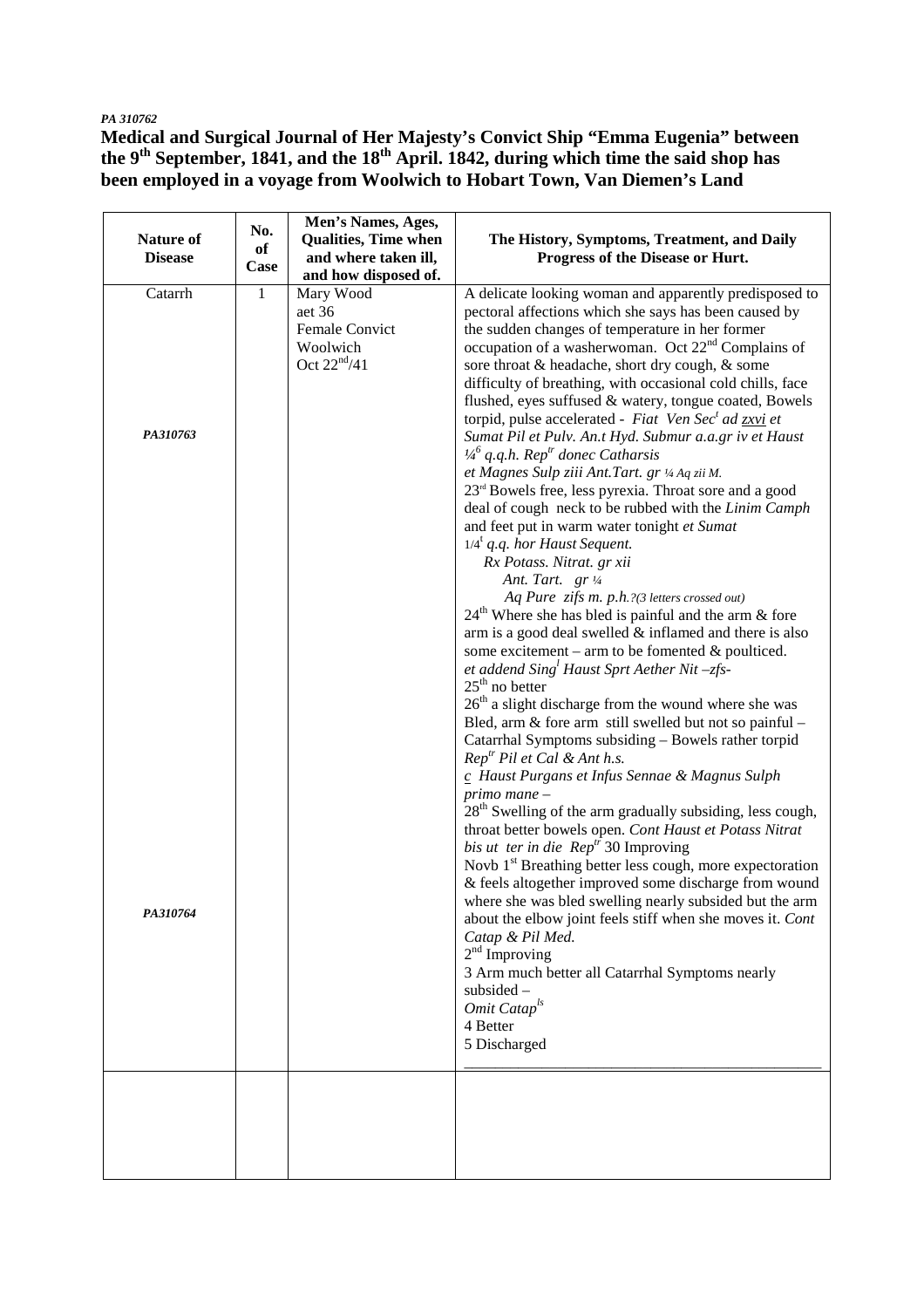*PA 310762*

**Medical and Surgical Journal of Her Majesty's Convict Ship "Emma Eugenia" between the 9th September, 1841, and the 18th April. 1842, during which time the said shop has been employed in a voyage from Woolwich to Hobart Town, Van Diemen's Land**

| Nature of Disease | No. of Case | Men's Names, Ages, Qualities, Time when and where taken ill, and how disposed of. | The History, Symptoms, Treatment, and Daily Progress of the Disease or Hurt. |
|---|---|---|---|
| Catarrh<br><br>*PA310763*<br><br>*PA310764* | 1 | Mary Wood<br>aet 36<br>Female Convict<br>Woolwich<br>Oct 22nd/41 | A delicate looking woman and apparently predisposed to pectoral affections which she says has been caused by the sudden changes of temperature in her former occupation of a washerwoman. Oct 22nd Complains of sore throat & headache, short dry cough, & some difficulty of breathing, with occasional cold chills, face flushed, eyes suffused & watery, tongue coated, Bowels torpid, pulse accelerated - *Fiat Ven Sec<sup>t</sup> ad zxvi et Sumat Pil et Pulv. An.t Hyd. Submur a.a.gr iv et Haust ¼<sup>6</sup> q.q.h. Rep<sup>tr</sup> donec Catharsis et Magnes Sulp ziii Ant.Tart. gr ¼ Aq zii M.*<br>23rd Bowels free, less pyrexia. Throat sore and a good deal of cough neck to be rubbed with the *Linim Camph* and feet put in warm water tonight *et Sumat 1/4<sup>t</sup> q.q. hor Haust Sequent.*<br>*Rx Potass. Nitrat. gr xii*<br>*Ant. Tart. gr ¼*<br>*Aq Pure zifs m. p.h.?(3 letters crossed out)*<br>24th Where she has bled is painful and the arm & fore arm is a good deal swelled & inflamed and there is also some excitement – arm to be fomented & poulticed. *et addend Sing<sup>l</sup> Haust Sprt Aether Nit –zfs-*<br>25th no better<br>26th a slight discharge from the wound where she was Bled, arm & fore arm still swelled but not so painful – Catarrhal Symptoms subsiding – Bowels rather torpid *Rep<sup>tr</sup> Pil et Cal & Ant h.s.*<br>*c Haust Purgans et Infus Sennae & Magnus Sulph primo mane –*<br>28th Swelling of the arm gradually subsiding, less cough, throat better bowels open. *Cont Haust et Potass Nitrat bis ut ter in die Rep<sup>tr</sup>* 30 Improving<br>Novb 1st Breathing better less cough, more expectoration & feels altogether improved some discharge from wound where she was bled swelling nearly subsided but the arm about the elbow joint feels stiff when she moves it. *Cont Catap & Pil Med.*<br>2nd Improving<br>3 Arm much better all Catarrhal Symptoms nearly subsided –<br>*Omit Catap<sup>ls</sup>*<br>4 Better<br>5 Discharged |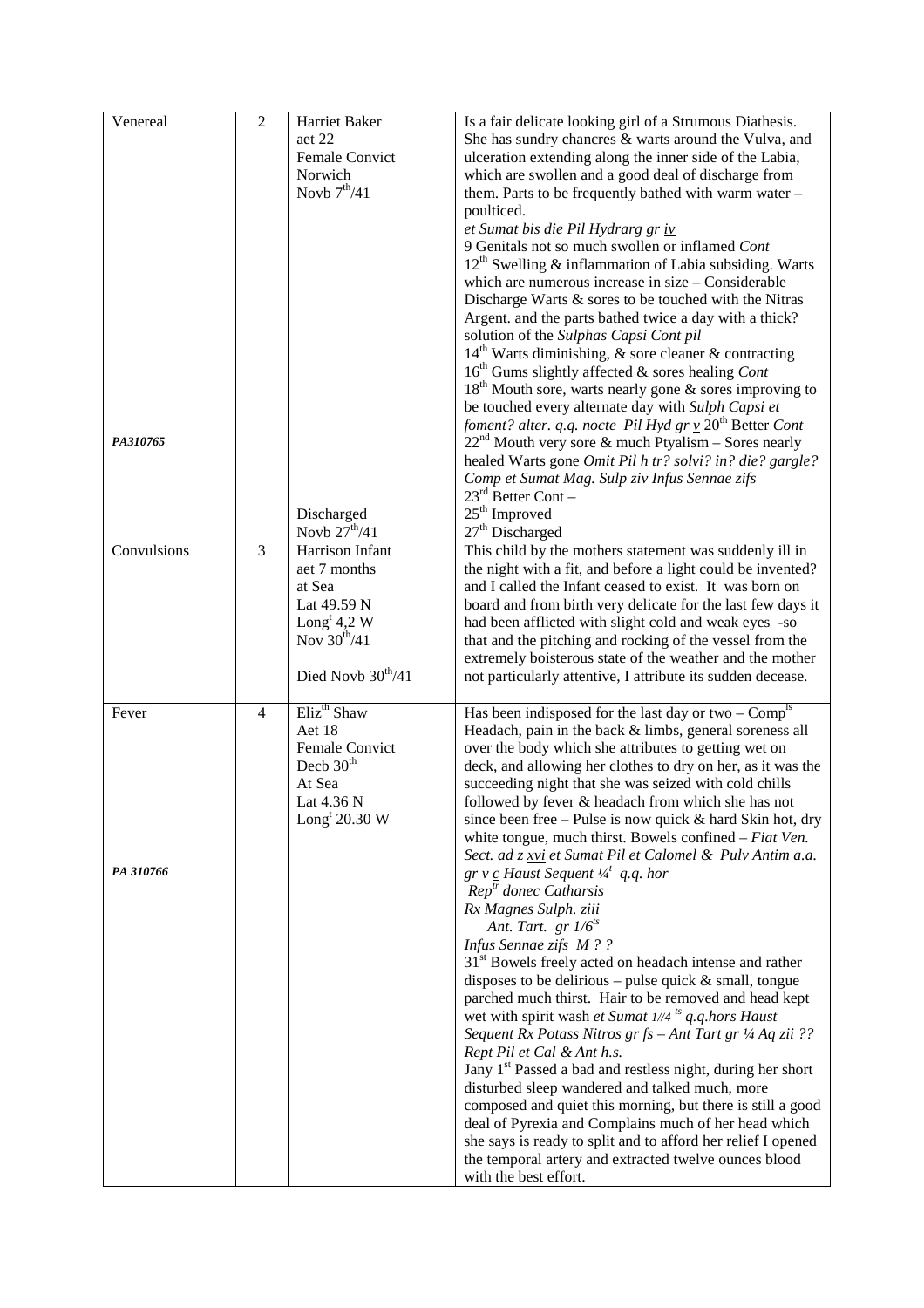| | | | |
|---|---|---|---|
| Venereal<br><br><br><br><br><br><br><br><br><br><br><br><br><br><br><br><br><br><br>*PA310765* | 2 | Harriet Baker<br>aet 22<br>Female Convict<br>Norwich<br>Novb 7th/41<br><br><br><br><br><br><br><br><br><br><br><br><br><br><br><br><br><br><br><br>Discharged<br>Novb 27th/41 | Is a fair delicate looking girl of a Strumous Diathesis. She has sundry chancres & warts around the Vulva, and ulceration extending along the inner side of the Labia, which are swollen and a good deal of discharge from them. Parts to be frequently bathed with warm water – poulticed.<br>*et Sumat bis die Pil Hydrarg gr iv*<br>9 Genitals not so much swollen or inflamed *Cont*<br>12th Swelling & inflammation of Labia subsiding. Warts which are numerous increase in size – Considerable Discharge Warts & sores to be touched with the Nitras Argent. and the parts bathed twice a day with a thick? solution of the *Sulphas Capsi Cont pil*<br>14th Warts diminishing, & sore cleaner & contracting<br>16th Gums slightly affected & sores healing *Cont*<br>18th Mouth sore, warts nearly gone & sores improving to be touched every alternate day with *Sulph Capsi et foment? alter. q.q. nocte Pil Hyd gr v* 20th Better *Cont*<br>22nd Mouth very sore & much Ptyalism – Sores nearly healed Warts gone *Omit Pil h tr? solvi? in? die? gargle? Comp et Sumat Mag. Sulp ziv Infus Sennae zifs*<br>23rd Better Cont –<br>25th Improved<br>27th Discharged |
| Convulsions | 3 | Harrison Infant<br>aet 7 months<br>at Sea<br>Lat 49.59 N<br>Longt 4,2 W<br>Nov 30th/41<br><br>Died Novb 30th/41 | This child by the mothers statement was suddenly ill in the night with a fit, and before a light could be invented? and I called the Infant ceased to exist. It was born on board and from birth very delicate for the last few days it had been afflicted with slight cold and weak eyes -so that and the pitching and rocking of the vessel from the extremely boisterous state of the weather and the mother not particularly attentive, I attribute its sudden decease. |
| Fever<br><br><br><br><br><br><br><br><br>*PA 310766* | 4 | Elizth Shaw<br>Aet 18<br>Female Convict<br>Decb 30th<br>At Sea<br>Lat 4.36 N<br>Longt 20.30 W | Has been indisposed for the last day or two – Compls Headach, pain in the back & limbs, general soreness all over the body which she attributes to getting wet on deck, and allowing her clothes to dry on her, as it was the succeeding night that she was seized with cold chills followed by fever & headach from which she has not since been free – Pulse is now quick & hard Skin hot, dry white tongue, much thirst. Bowels confined – *Fiat Ven. Sect. ad z xvi et Sumat Pil et Calomel & Pulv Antim a.a. gr v c Haust Sequent ¼t q.q. hor*<br>*Reptr donec Catharsis*<br>*Rx Magnes Sulph. ziii*<br>*Ant. Tart. gr 1/6ts*<br>*Infus Sennae zifs M ? ?*<br>31st Bowels freely acted on headach intense and rather disposes to be delirious – pulse quick & small, tongue parched much thirst. Hair to be removed and head kept wet with spirit wash *et Sumat 1//4 ts q.q.hors Haust Sequent Rx Potass Nitros gr fs – Ant Tart gr ¼ Aq zii ?? Rept Pil et Cal & Ant h.s.*<br>Jany 1st Passed a bad and restless night, during her short disturbed sleep wandered and talked much, more composed and quiet this morning, but there is still a good deal of Pyrexia and Complains much of her head which she says is ready to split and to afford her relief I opened the temporal artery and extracted twelve ounces blood with the best effort. |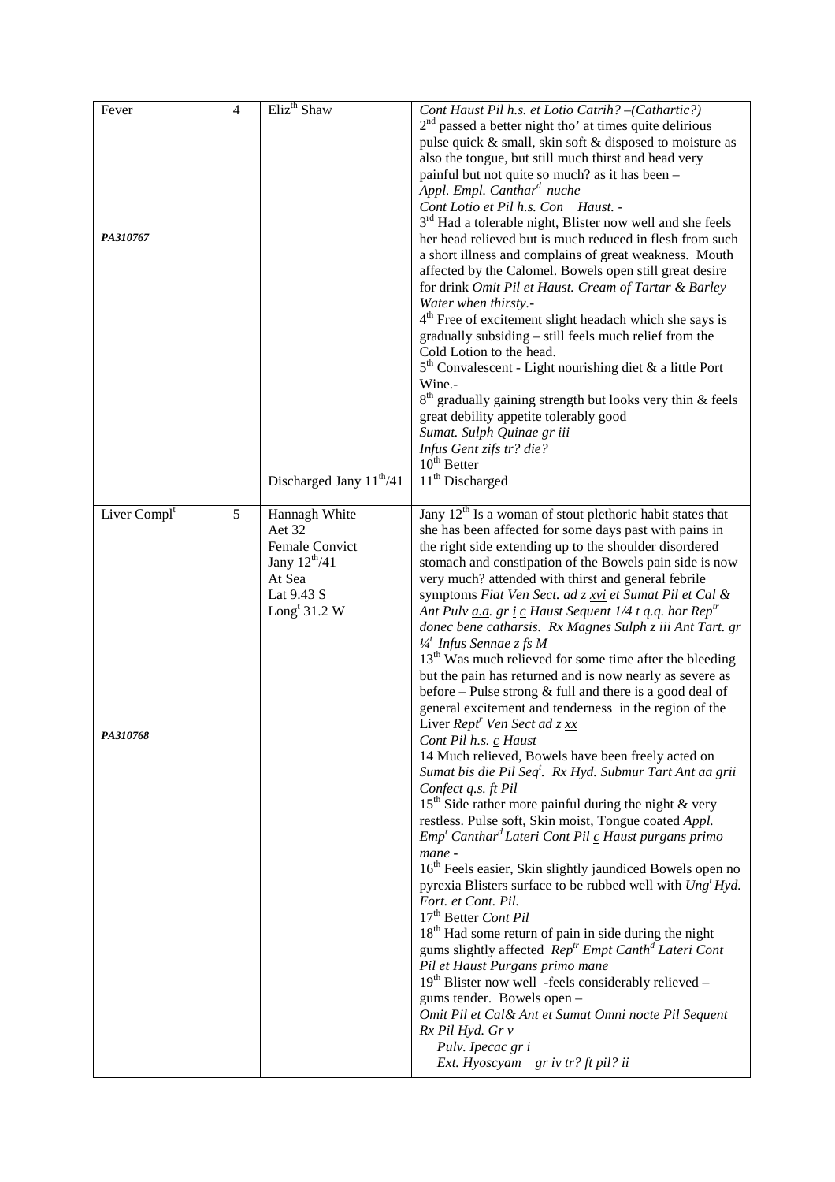| | | | |
|---|---|---|---|
| Fever<br><br>***PA310767*** | 4 | Eliz[th] Shaw<br><br><br><br><br><br><br><br><br><br><br><br><br><br>Discharged Jany 11[th]/41 | *Cont Haust Pil h.s. et Lotio Catrih? –(Cathartic?)*<br>2[nd] passed a better night tho' at times quite delirious pulse quick & small, skin soft & disposed to moisture as also the tongue, but still much thirst and head very painful but not quite so much? as it has been –<br>*Appl. Empl. Canthar[d] nuche*<br>*Cont Lotio et Pil h.s. Con Haust. -*<br>3[rd] Had a tolerable night, Blister now well and she feels her head relieved but is much reduced in flesh from such a short illness and complains of great weakness. Mouth affected by the Calomel. Bowels open still great desire for drink *Omit Pil et Haust. Cream of Tartar & Barley Water when thirsty.-*<br>4[th] Free of excitement slight headach which she says is gradually subsiding – still feels much relief from the Cold Lotion to the head.<br>5[th] Convalescent - Light nourishing diet & a little Port Wine.-<br>8[th] gradually gaining strength but looks very thin & feels great debility appetite tolerably good<br>*Sumat. Sulph Quinae gr iii*<br>*Infus Gent zifs tr? die?*<br>10[th] Better<br>11[th] Discharged |
| Liver Compl[t]<br><br><br><br><br><br>***PA310768*** | 5 | Hannagh White<br>Aet 32<br>Female Convict<br>Jany 12[th]/41<br>At Sea<br>Lat 9.43 S<br>Long[t] 31.2 W | Jany 12[th] Is a woman of stout plethoric habit states that she has been affected for some days past with pains in the right side extending up to the shoulder disordered stomach and constipation of the Bowels pain side is now very much? attended with thirst and general febrile symptoms *Fiat Ven Sect. ad z <u>xvi</u> et Sumat Pil et Cal & Ant Pulv <u>a.a.</u> gr <u>i</u> <u>c</u> Haust Sequent 1/4 t q.q. hor Rep[tr] donec bene catharsis. Rx Magnes Sulph z iii Ant Tart. gr ¼[t] Infus Sennae z fs M*<br>13[th] Was much relieved for some time after the bleeding but the pain has returned and is now nearly as severe as before – Pulse strong & full and there is a good deal of general excitement and tenderness in the region of the Liver *Rept[r] Ven Sect ad z <u>xx</u>*<br>*Cont Pil h.s. <u>c</u> Haust*<br>14 Much relieved, Bowels have been freely acted on *Sumat bis die Pil Seq[t]. Rx Hyd. Submur Tart Ant <u>aa</u> grii Confect q.s. ft Pil*<br>15[th] Side rather more painful during the night & very restless. Pulse soft, Skin moist, Tongue coated *Appl. Emp[t] Canthar[d] Lateri Cont Pil <u>c</u> Haust purgans primo mane -*<br>16[th] Feels easier, Skin slightly jaundiced Bowels open no pyrexia Blisters surface to be rubbed well with *Ung[t] Hyd. Fort. et Cont. Pil.*<br>17[th] Better *Cont Pil*<br>18[th] Had some return of pain in side during the night gums slightly affected *Rep[tr] Empt Canth[d] Lateri Cont Pil et Haust Purgans primo mane*<br>19[th] Blister now well -feels considerably relieved – gums tender. Bowels open –<br>*Omit Pil et Cal& Ant et Sumat Omni nocte Pil Sequent*<br>*Rx Pil Hyd. Gr v*<br>*Pulv. Ipecac gr i*<br>*Ext. Hyoscyam gr iv tr? ft pil? ii* |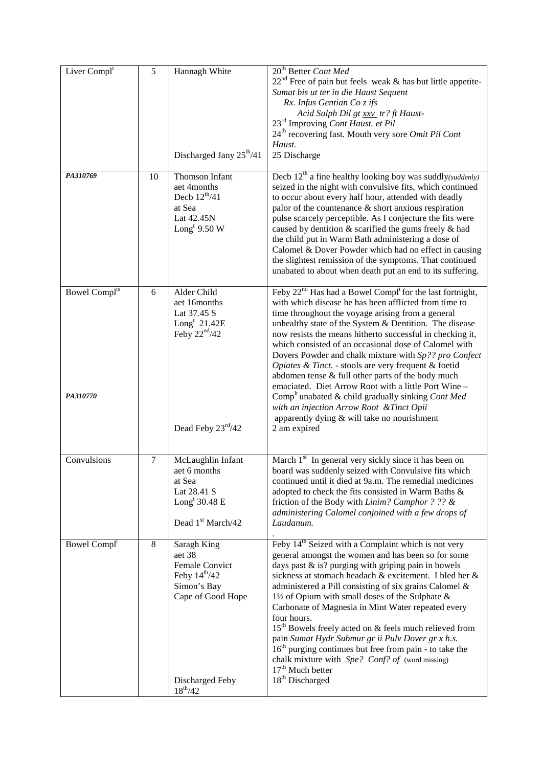| Liver Compl[t] | 5 | Hannagh White<br><br><br><br><br><br><br>Discharged Jany $25^{th}$/41 | $20^{th}$ Better *Cont Med*<br>$22^{nd}$ Free of pain but feels weak & has but little appetite- *Sumat bis ut ter in die Haust Sequent*<br>*Rx. Infus Gentian Co z ifs*<br>*Acid Sulph Dil gt xxv tr? ft Haust-*<br>$23^{rd}$ Improving *Cont Haust. et Pil*<br>$24^{th}$ recovering fast. Mouth very sore *Omit Pil Cont Haust.*<br>25 Discharge |
|---|---|---|---|
| **PA310769** | 10 | Thomson Infant<br>aet 4months<br>Decb $12^{th}$/41<br>at Sea<br>Lat 42.45N<br>Long[t] 9.50 W | Decb $12^{th}$ a fine healthy looking boy was suddly*(suddenly)* seized in the night with convulsive fits, which continued to occur about every half hour, attended with deadly palor of the countenance & short anxious respiration pulse scarcely perceptible. As I conjecture the fits were caused by dentition & scarified the gums freely & had the child put in Warm Bath administering a dose of Calomel & Dover Powder which had no effect in causing the slightest remission of the symptoms. That continued unabated to about when death put an end to its suffering. |
| Bowel Compl[ts]<br><br><br><br><br><br><br><br><br><br>**PA310770** | 6 | Alder Child<br>aet 16months<br>Lat 37.45 S<br>Long[t] 21.42E<br>Feby $22^{nd}$/42<br><br><br><br><br><br><br><br><br>Dead Feby $23^{rd}$/42 | Feby $22^{nd}$ Has had a Bowel Compl[t] for the last fortnight, with which disease he has been afflicted from time to time throughout the voyage arising from a general unhealthy state of the System & Dentition. The disease now resists the means hitherto successful in checking it, which consisted of an occasional dose of Calomel with Dovers Powder and chalk mixture with *Sp?? pro Confect Opiates & Tinct.* - stools are very frequent & foetid abdomen tense & full other parts of the body much emaciated. Diet Arrow Root with a little Port Wine – Comp[lt] unabated & child gradually sinking *Cont Med with an injection Arrow Root &Tinct Opii*<br>apparently dying & will take no nourishment<br>2 am expired |
| Convulsions | 7 | McLaughlin Infant<br>aet 6 months<br>at Sea<br>Lat 28.41 S<br>Long[t] 30.48 E<br><br>Dead $1^{st}$ March/42 | March $1^{st}$ In general very sickly since it has been on board was suddenly seized with Convulsive fits which continued until it died at 9a.m. The remedial medicines adopted to check the fits consisted in Warm Baths & friction of the Body with *Linim? Camphor ? ?? & administering Calomel conjoined with a few drops of Laudanum.*<br>. |
| Bowel Compl[t] | 8 | Saragh King<br>aet 38<br>Female Convict<br>Feby $14^{th}$/42<br>Simon's Bay<br>Cape of Good Hope<br><br><br><br><br><br><br>Discharged Feby $18^{th}$/42 | Feby $14^{th}$ Seized with a Complaint which is not very general amongst the women and has been so for some days past & is? purging with griping pain in bowels sickness at stomach headach & excitement. I bled her & administered a Pill consisting of six grains Calomel & 1½ of Opium with small doses of the Sulphate & Carbonate of Magnesia in Mint Water repeated every four hours.<br>$15^{th}$ Bowels freely acted on & feels much relieved from pain *Sumat Hydr Submur gr ii Pulv Dover gr x h.s.*<br>$16^{th}$ purging continues but free from pain - to take the chalk mixture with *Spe? Conf? of* (word missing)<br>$17^{th}$ Much better<br>$18^{th}$ Discharged |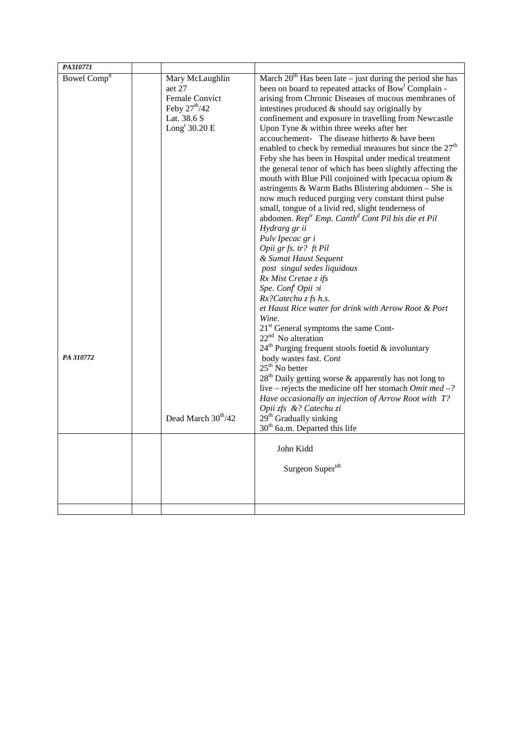| PA310771 | | | |
|---|---|---|---|
| Bowel Compl[t] | | Mary McLaughlin<br>aet 27<br>Female Convict<br>Feby 27[th]/42<br>Lat. 38.6 S<br>Long[t] 30.20 E | March 20[th] Has been late – just during the period she has been on board to repeated attacks of Bow[l] Complain - arising from Chronic Diseases of mucous membranes of intestines produced & should say originally by confinement and exposure in travelling from Newcastle Upon Tyne & within three weeks after her accouchement- The disease hitherto & have been enabled to check by remedial measures but since the 27[th] Feby she has been in Hospital under medical treatment the general tenor of which has been slightly affecting the mouth with Blue Pill conjoined with Ipecacua opium & astringents & Warm Baths Blistering abdomen – She is now much reduced purging very constant thirst pulse small, tongue of a livid red, slight tenderness of abdomen. *Rep[tr] Emp. Canth[d] Cont Pil bis die et Pil Hydrarg gr ii*<br>*Pulv Ipecac gr i*<br>*Opii gr fs. tr? ft Pil*<br>*& Sumat Haust Sequent*<br>*post singul sedes liquidous*<br>*Rx Mist Cretae z ifs*<br>*Spe. Conf[t] Opii ɔi*<br>*Rx?Catechu z fs h.s.*<br>*et Haust Rice water for drink with Arrow Root & Port Wine.*<br>21[st] General symptoms the same Cont-<br>22[nd] No alteration<br>24[th] Purging frequent stools foetid & involuntary |
| PA 310772 | | | body wastes fast. *Cont*<br>25[th] No better<br>28[th] Daily getting worse & apparently has not long to live – rejects the medicine off her stomach *Omit med –? Have occasionally an injection of Arrow Root with T? Opii zfs &? Catechu zi* |
| | | Dead March 30[th]/42 | 29[th] Gradually sinking<br>30[th] 6a.m. Departed this life |
| | | | John Kidd<br><br>Surgeon Super[tdt] |
| | | | |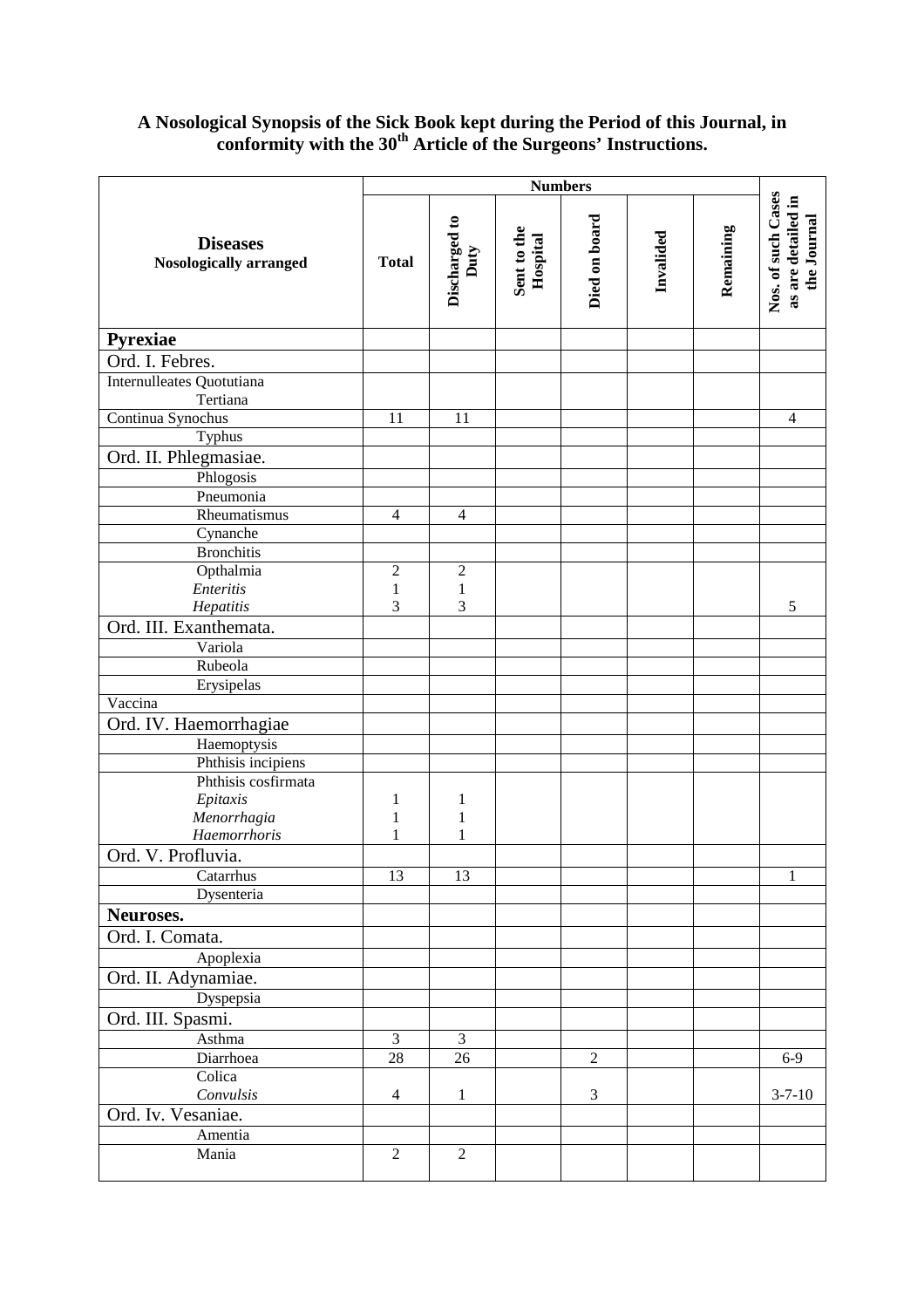# A Nosological Synopsis of the Sick Book kept during the Period of this Journal, in conformity with the 30th Article of the Surgeons' Instructions.

| Diseases Nosologically arranged | Numbers | | | | | | Nos. of such Cases as are detailed in the Journal |
|---|---|---|---|---|---|---|---|
| | Total | Discharged to Duty | Sent to the Hospital | Died on board | Invalided | Remaining | |
| **Pyrexiae** | | | | | | | |
| Ord. I. Febres. | | | | | | | |
| Internulleates Quotutiana Tertiana | | | | | | | |
| Continua Synochus | 11 | 11 | | | | | 4 |
| Typhus | | | | | | | |
| Ord. II. Phlegmasiae. | | | | | | | |
| Phlogosis | | | | | | | |
| Pneumonia | | | | | | | |
| Rheumatismus | 4 | 4 | | | | | |
| Cynanche | | | | | | | |
| Bronchitis | | | | | | | |
| Opthalmia | 2 | 2 | | | | | |
| *Enteritis* | 1 | 1 | | | | | |
| *Hepatitis* | 3 | 3 | | | | | 5 |
| Ord. III. Exanthemata. | | | | | | | |
| Variola | | | | | | | |
| Rubeola | | | | | | | |
| Erysipelas | | | | | | | |
| Vaccina | | | | | | | |
| Ord. IV. Haemorrhagiae | | | | | | | |
| Haemoptysis | | | | | | | |
| Phthisis incipiens | | | | | | | |
| Phthisis cosfirmata | | | | | | | |
| *Epitaxis* | 1 | 1 | | | | | |
| *Menorrhagia* | 1 | 1 | | | | | |
| *Haemorrhoris* | 1 | 1 | | | | | |
| Ord. V. Profluvia. | | | | | | | |
| Catarrhus | 13 | 13 | | | | | 1 |
| Dysenteria | | | | | | | |
| **Neuroses.** | | | | | | | |
| Ord. I. Comata. | | | | | | | |
| Apoplexia | | | | | | | |
| Ord. II. Adynamiae. | | | | | | | |
| Dyspepsia | | | | | | | |
| Ord. III. Spasmi. | | | | | | | |
| Asthma | 3 | 3 | | | | | |
| Diarrhoea | 28 | 26 | | 2 | | | 6-9 |
| Colica | | | | | | | |
| *Convulsis* | 4 | 1 | | 3 | | | 3-7-10 |
| Ord. Iv. Vesaniae. | | | | | | | |
| Amentia | | | | | | | |
| Mania | 2 | 2 | | | | | |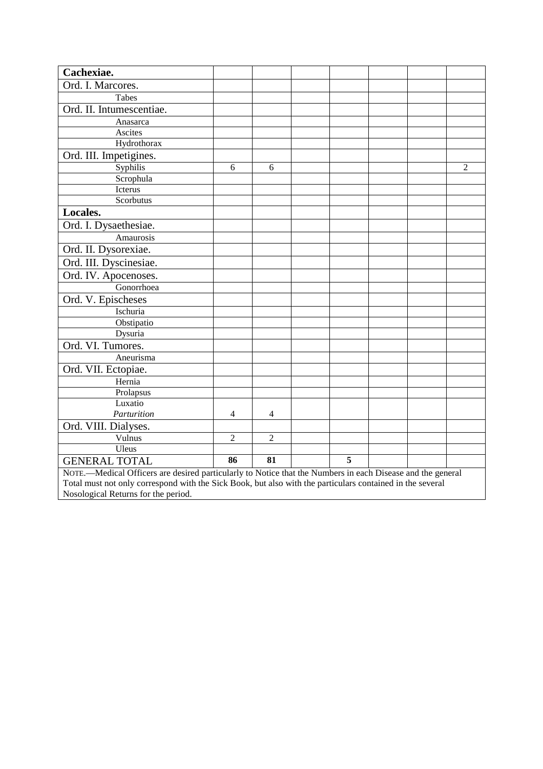| **Cachexiae.** | | | | | | | |
|---|---|---|---|---|---|---|---|
| Ord. I. Marcores. | | | | | | | |
| Tabes | | | | | | | |
| Ord. II. Intumescentiae. | | | | | | | |
| Anasarca | | | | | | | |
| Ascites | | | | | | | |
| Hydrothorax | | | | | | | |
| Ord. III. Impetigines. | | | | | | | |
| Syphilis | 6 | 6 | | | | | 2 |
| Scrophula | | | | | | | |
| Icterus | | | | | | | |
| Scorbutus | | | | | | | |
| **Locales.** | | | | | | | |
| Ord. I. Dysaethesiae. | | | | | | | |
| Amaurosis | | | | | | | |
| Ord. II. Dysorexiae. | | | | | | | |
| Ord. III. Dyscinesiae. | | | | | | | |
| Ord. IV. Apocenoses. | | | | | | | |
| Gonorrhoea | | | | | | | |
| Ord. V. Epischeses | | | | | | | |
| Ischuria | | | | | | | |
| Obstipatio | | | | | | | |
| Dysuria | | | | | | | |
| Ord. VI. Tumores. | | | | | | | |
| Aneurisma | | | | | | | |
| Ord. VII. Ectopiae. | | | | | | | |
| Hernia | | | | | | | |
| Prolapsus | | | | | | | |
| Luxatio *Parturition* | 4 | 4 | | | | | |
| Ord. VIII. Dialyses. | | | | | | | |
| Vulnus | 2 | 2 | | | | | |
| Uleus | | | | | | | |
| GENERAL TOTAL | **86** | **81** | | **5** | | | |

NOTE.—Medical Officers are desired particularly to Notice that the Numbers in each Disease and the general Total must not only correspond with the Sick Book, but also with the particulars contained in the several Nosological Returns for the period.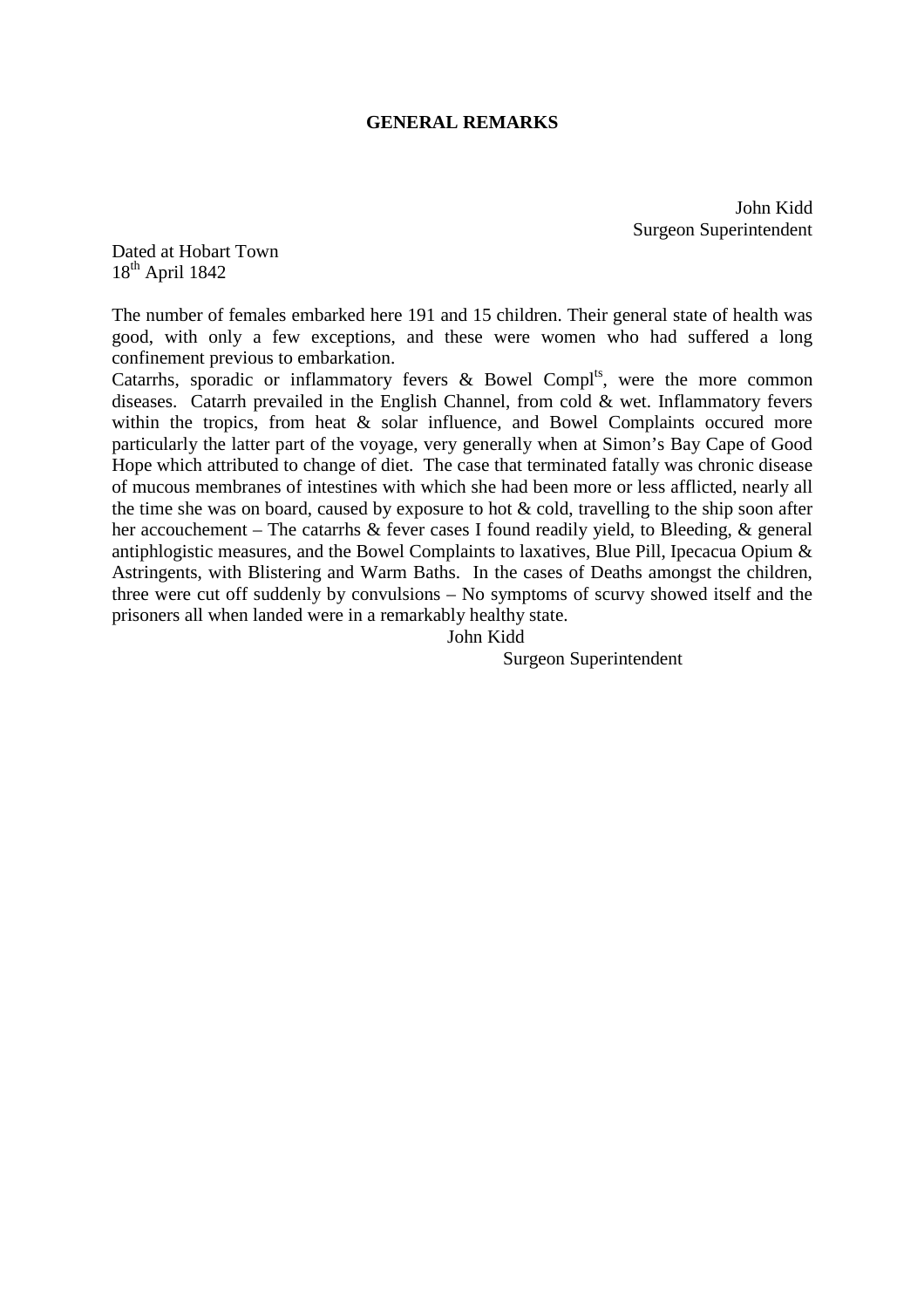## GENERAL REMARKS

John Kidd
Surgeon Superintendent

Dated at Hobart Town
18th April 1842

The number of females embarked here 191 and 15 children. Their general state of health was good, with only a few exceptions, and these were women who had suffered a long confinement previous to embarkation.
Catarrhs, sporadic or inflammatory fevers & Bowel Complts, were the more common diseases. Catarrh prevailed in the English Channel, from cold & wet. Inflammatory fevers within the tropics, from heat & solar influence, and Bowel Complaints occured more particularly the latter part of the voyage, very generally when at Simon's Bay Cape of Good Hope which attributed to change of diet. The case that terminated fatally was chronic disease of mucous membranes of intestines with which she had been more or less afflicted, nearly all the time she was on board, caused by exposure to hot & cold, travelling to the ship soon after her accouchement – The catarrhs & fever cases I found readily yield, to Bleeding, & general antiphlogistic measures, and the Bowel Complaints to laxatives, Blue Pill, Ipecacua Opium & Astringents, with Blistering and Warm Baths. In the cases of Deaths amongst the children, three were cut off suddenly by convulsions – No symptoms of scurvy showed itself and the prisoners all when landed were in a remarkably healthy state.

John Kidd
Surgeon Superintendent